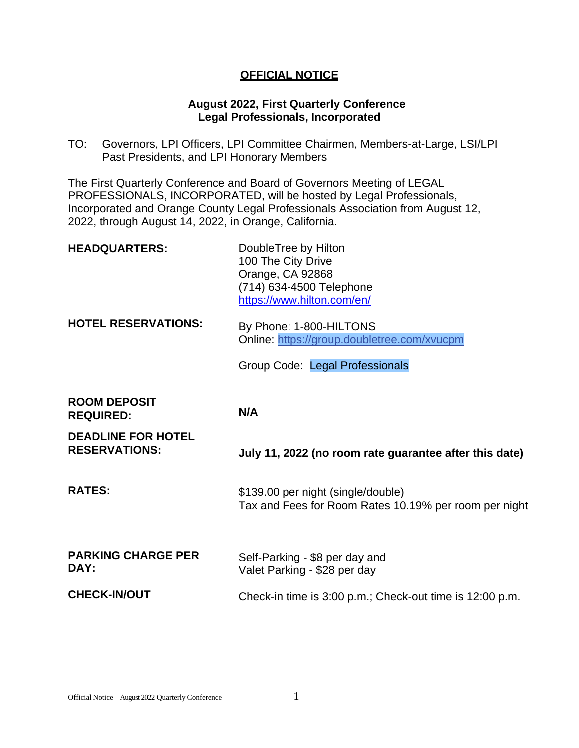# OFFICIAL NOTICE

## August 2022, First Quarterly Conference
## Legal Professionals, Incorporated

TO: Governors, LPI Officers, LPI Committee Chairmen, Members-at-Large, LSI/LPI Past Presidents, and LPI Honorary Members

The First Quarterly Conference and Board of Governors Meeting of LEGAL PROFESSIONALS, INCORPORATED, will be hosted by Legal Professionals, Incorporated and Orange County Legal Professionals Association from August 12, 2022, through August 14, 2022, in Orange, California.

| | |
|---|---|
| **HEADQUARTERS:** | DoubleTree by Hilton<br>100 The City Drive<br>Orange, CA 92868<br>(714) 634-4500 Telephone<br>https://www.hilton.com/en/ |
| **HOTEL RESERVATIONS:** | By Phone: 1-800-HILTONS<br>Online: https://group.doubletree.com/xvucpm<br><br>Group Code: Legal Professionals |
| **ROOM DEPOSIT REQUIRED:** | **N/A** |
| **DEADLINE FOR HOTEL RESERVATIONS:** | **July 11, 2022 (no room rate guarantee after this date)** |
| **RATES:** | $139.00 per night (single/double)<br>Tax and Fees for Room Rates 10.19% per room per night |
| **PARKING CHARGE PER DAY:** | Self-Parking - $8 per day and<br>Valet Parking - $28 per day |
| **CHECK-IN/OUT** | Check-in time is 3:00 p.m.; Check-out time is 12:00 p.m. |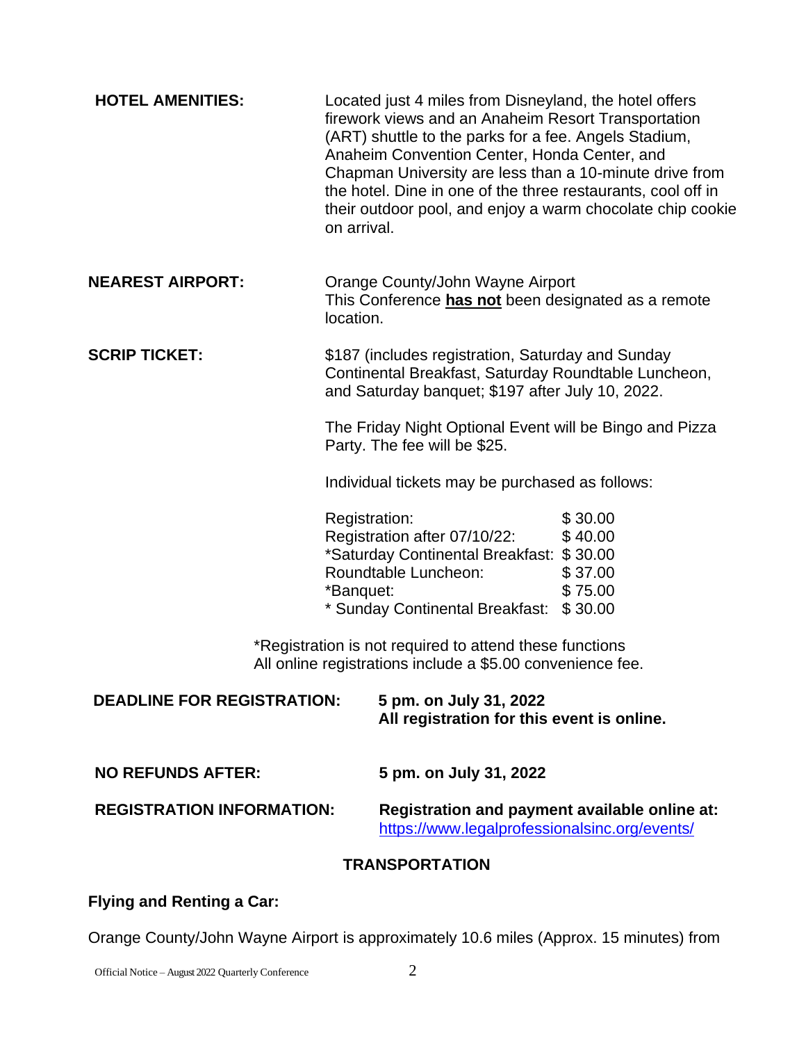**HOTEL AMENITIES:** Located just 4 miles from Disneyland, the hotel offers firework views and an Anaheim Resort Transportation (ART) shuttle to the parks for a fee. Angels Stadium, Anaheim Convention Center, Honda Center, and Chapman University are less than a 10-minute drive from the hotel. Dine in one of the three restaurants, cool off in their outdoor pool, and enjoy a warm chocolate chip cookie on arrival.

**NEAREST AIRPORT:** Orange County/John Wayne Airport
This Conference **has not** been designated as a remote location.

**SCRIP TICKET:** $187 (includes registration, Saturday and Sunday Continental Breakfast, Saturday Roundtable Luncheon, and Saturday banquet; $197 after July 10, 2022.

The Friday Night Optional Event will be Bingo and Pizza Party. The fee will be $25.

Individual tickets may be purchased as follows:

| | |
|---|---|
| Registration: | $ 30.00 |
| Registration after 07/10/22: | $ 40.00 |
| *Saturday Continental Breakfast: | $ 30.00 |
| Roundtable Luncheon: | $ 37.00 |
| *Banquet: | $ 75.00 |
| * Sunday Continental Breakfast: | $ 30.00 |

*Registration is not required to attend these functions
All online registrations include a $5.00 convenience fee.

**DEADLINE FOR REGISTRATION:** **5 pm. on July 31, 2022**
**All registration for this event is online.**

**NO REFUNDS AFTER:** **5 pm. on July 31, 2022**

**REGISTRATION INFORMATION:** **Registration and payment available online at:**
https://www.legalprofessionalsinc.org/events/

## TRANSPORTATION

**Flying and Renting a Car:**

Orange County/John Wayne Airport is approximately 10.6 miles (Approx. 15 minutes) from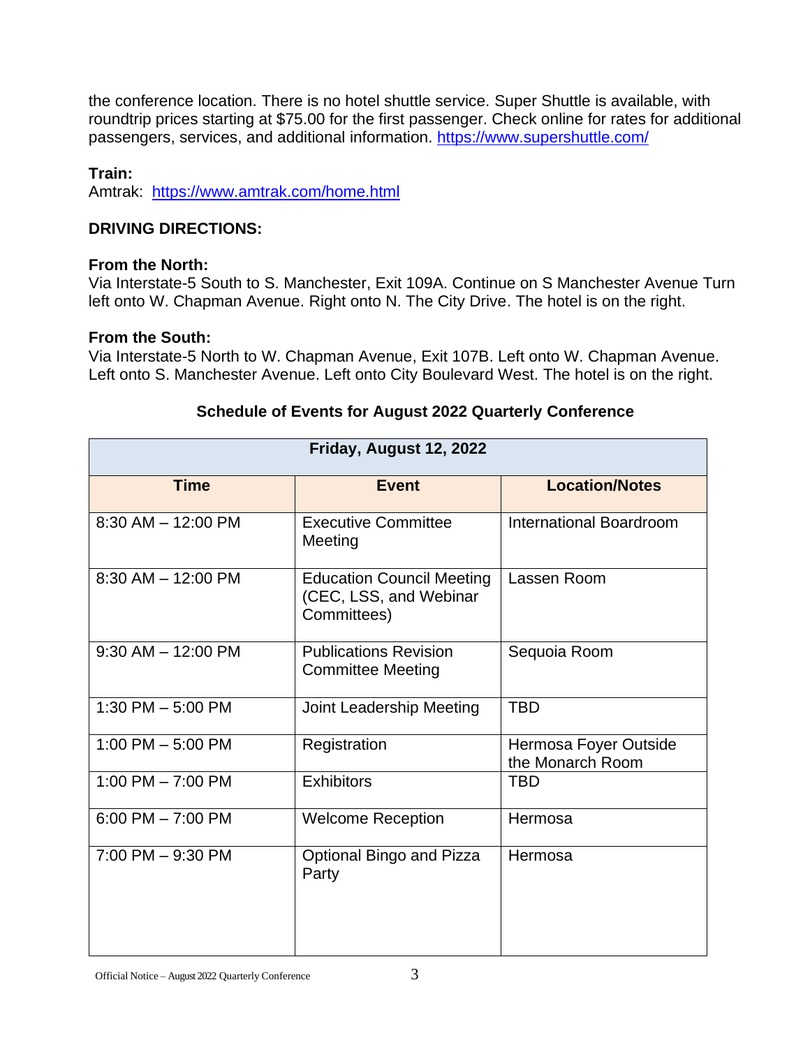the conference location. There is no hotel shuttle service. Super Shuttle is available, with roundtrip prices starting at $75.00 for the first passenger. Check online for rates for additional passengers, services, and additional information. https://www.supershuttle.com/

**Train:**
Amtrak: https://www.amtrak.com/home.html

**DRIVING DIRECTIONS:**

**From the North:**
Via Interstate-5 South to S. Manchester, Exit 109A. Continue on S Manchester Avenue Turn left onto W. Chapman Avenue. Right onto N. The City Drive. The hotel is on the right.

**From the South:**
Via Interstate-5 North to W. Chapman Avenue, Exit 107B. Left onto W. Chapman Avenue. Left onto S. Manchester Avenue. Left onto City Boulevard West. The hotel is on the right.

**Schedule of Events for August 2022 Quarterly Conference**

| Friday, August 12, 2022 | | |
|---|---|---|
| **Time** | **Event** | **Location/Notes** |
| 8:30 AM – 12:00 PM | Executive Committee Meeting | International Boardroom |
| 8:30 AM – 12:00 PM | Education Council Meeting (CEC, LSS, and Webinar Committees) | Lassen Room |
| 9:30 AM – 12:00 PM | Publications Revision Committee Meeting | Sequoia Room |
| 1:30 PM – 5:00 PM | Joint Leadership Meeting | TBD |
| 1:00 PM – 5:00 PM | Registration | Hermosa Foyer Outside the Monarch Room |
| 1:00 PM – 7:00 PM | Exhibitors | TBD |
| 6:00 PM – 7:00 PM | Welcome Reception | Hermosa |
| 7:00 PM – 9:30 PM | Optional Bingo and Pizza Party | Hermosa |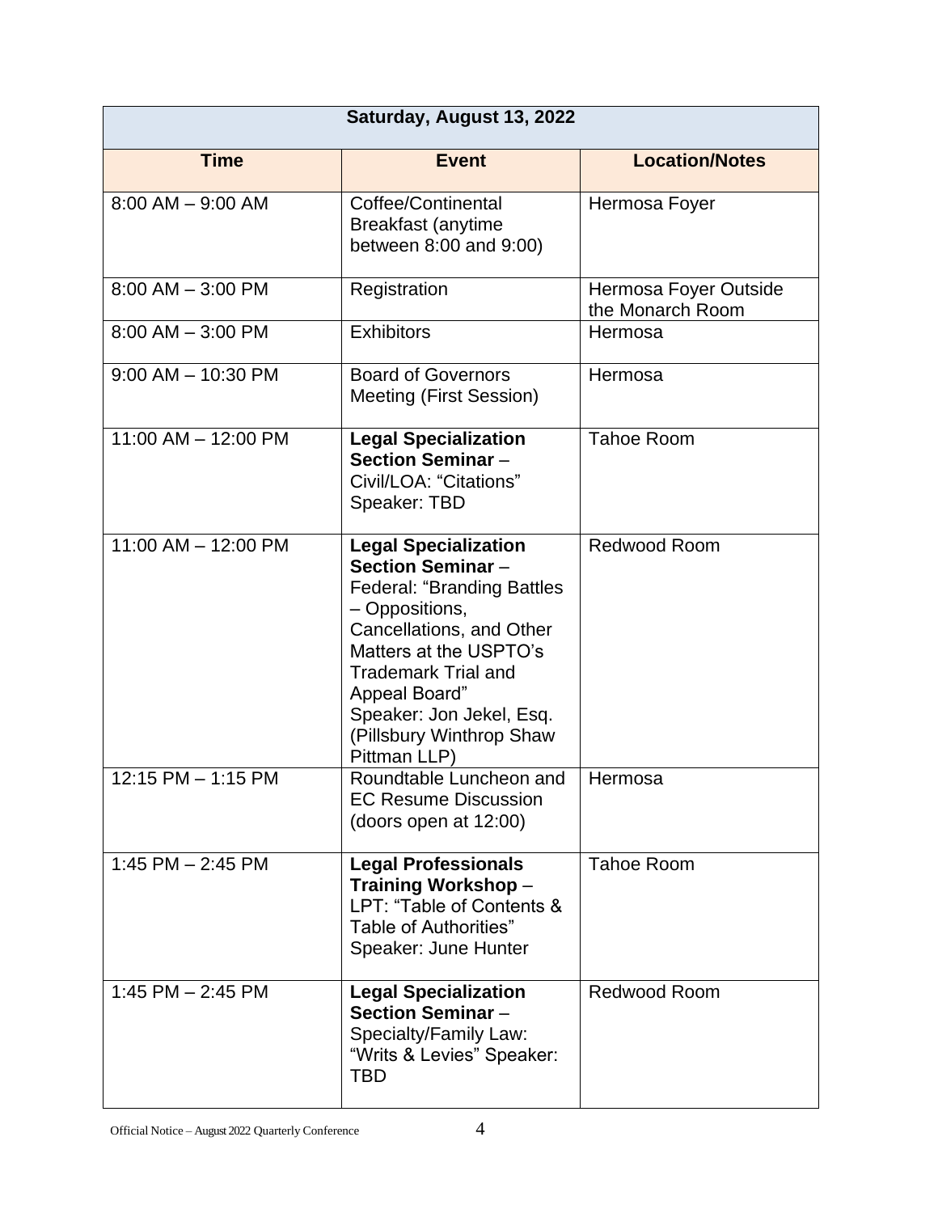| Saturday, August 13, 2022 | | |
|---|---|---|
| **Time** | **Event** | **Location/Notes** |
| 8:00 AM – 9:00 AM | Coffee/Continental Breakfast (anytime between 8:00 and 9:00) | Hermosa Foyer |
| 8:00 AM – 3:00 PM | Registration | Hermosa Foyer Outside the Monarch Room |
| 8:00 AM – 3:00 PM | Exhibitors | Hermosa |
| 9:00 AM – 10:30 PM | Board of Governors Meeting (First Session) | Hermosa |
| 11:00 AM – 12:00 PM | **Legal Specialization Section Seminar** – Civil/LOA: "Citations" Speaker: TBD | Tahoe Room |
| 11:00 AM – 12:00 PM | **Legal Specialization Section Seminar** – Federal: "Branding Battles – Oppositions, Cancellations, and Other Matters at the USPTO's Trademark Trial and Appeal Board" Speaker: Jon Jekel, Esq. (Pillsbury Winthrop Shaw Pittman LLP) | Redwood Room |
| 12:15 PM – 1:15 PM | Roundtable Luncheon and EC Resume Discussion (doors open at 12:00) | Hermosa |
| 1:45 PM – 2:45 PM | **Legal Professionals Training Workshop** – LPT: "Table of Contents & Table of Authorities" Speaker: June Hunter | Tahoe Room |
| 1:45 PM – 2:45 PM | **Legal Specialization Section Seminar** – Specialty/Family Law: "Writs & Levies" Speaker: TBD | Redwood Room |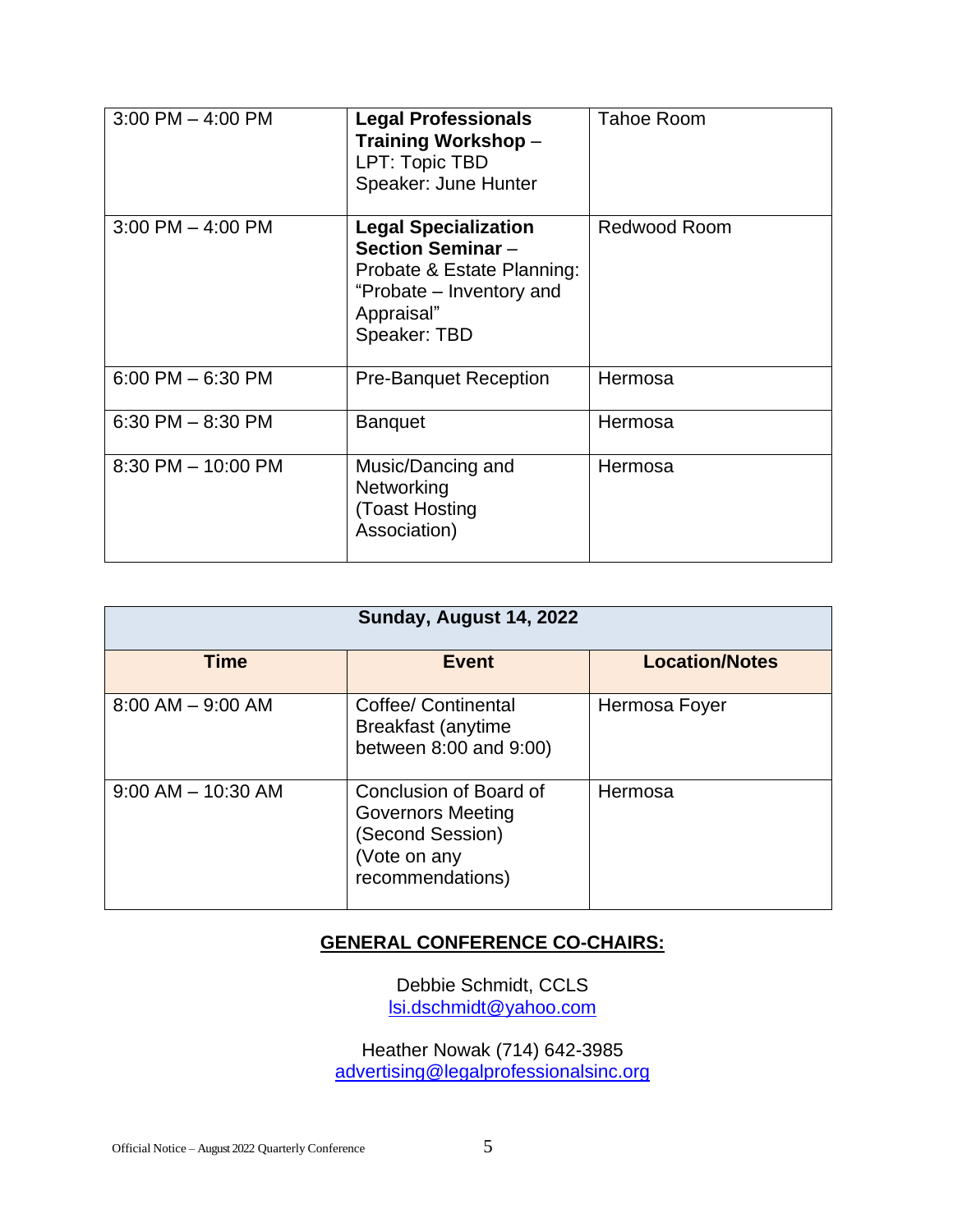| | | |
|---|---|---|
| 3:00 PM – 4:00 PM | **Legal Professionals Training Workshop** – LPT: Topic TBD Speaker: June Hunter | Tahoe Room |
| 3:00 PM – 4:00 PM | **Legal Specialization Section Seminar** – Probate & Estate Planning: "Probate – Inventory and Appraisal" Speaker: TBD | Redwood Room |
| 6:00 PM – 6:30 PM | Pre-Banquet Reception | Hermosa |
| 6:30 PM – 8:30 PM | Banquet | Hermosa |
| 8:30 PM – 10:00 PM | Music/Dancing and Networking (Toast Hosting Association) | Hermosa |

| **Sunday, August 14, 2022** | | |
|---|---|---|
| **Time** | **Event** | **Location/Notes** |
| 8:00 AM – 9:00 AM | Coffee/ Continental Breakfast (anytime between 8:00 and 9:00) | Hermosa Foyer |
| 9:00 AM – 10:30 AM | Conclusion of Board of Governors Meeting (Second Session) (Vote on any recommendations) | Hermosa |

## GENERAL CONFERENCE CO-CHAIRS:

Debbie Schmidt, CCLS
lsi.dschmidt@yahoo.com

Heather Nowak (714) 642-3985
advertising@legalprofessionalsinc.org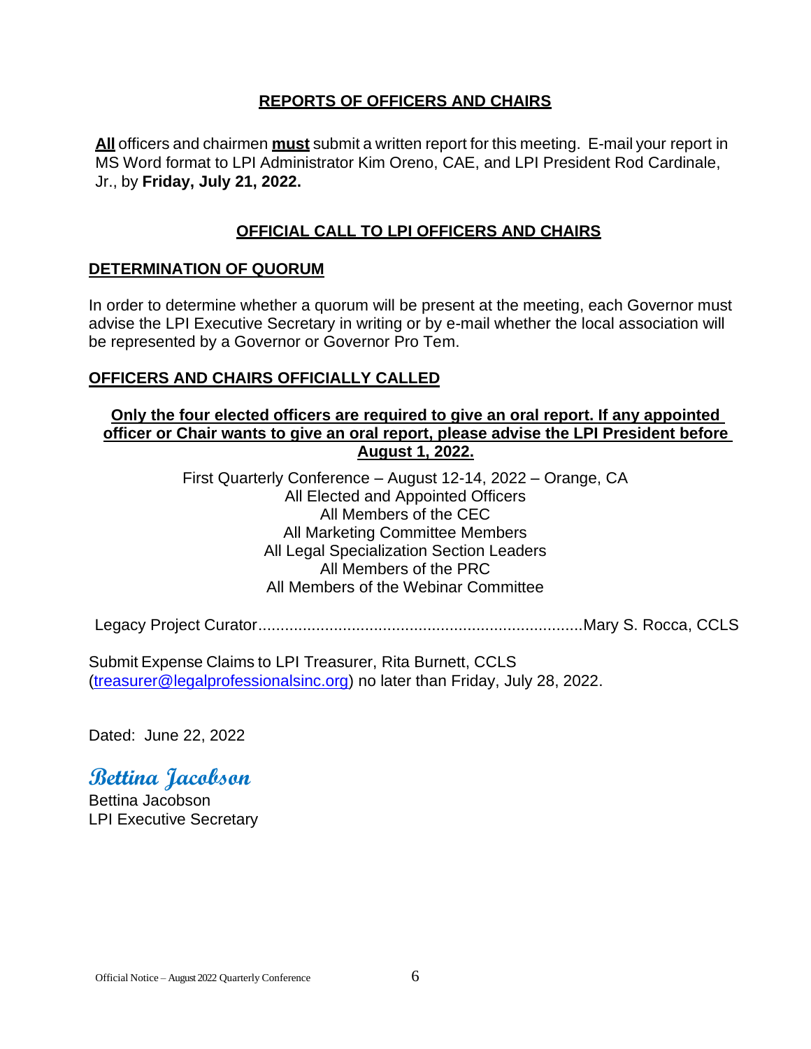## REPORTS OF OFFICERS AND CHAIRS

**All** officers and chairmen **must** submit a written report for this meeting. E-mail your report in MS Word format to LPI Administrator Kim Oreno, CAE, and LPI President Rod Cardinale, Jr., by **Friday, July 21, 2022.**

## OFFICIAL CALL TO LPI OFFICERS AND CHAIRS

### DETERMINATION OF QUORUM

In order to determine whether a quorum will be present at the meeting, each Governor must advise the LPI Executive Secretary in writing or by e-mail whether the local association will be represented by a Governor or Governor Pro Tem.

### OFFICERS AND CHAIRS OFFICIALLY CALLED

**Only the four elected officers are required to give an oral report. If any appointed officer or Chair wants to give an oral report, please advise the LPI President before August 1, 2022.**

First Quarterly Conference – August 12-14, 2022 – Orange, CA
All Elected and Appointed Officers
All Members of the CEC
All Marketing Committee Members
All Legal Specialization Section Leaders
All Members of the PRC
All Members of the Webinar Committee

Legacy Project Curator........................................................................Mary S. Rocca, CCLS

Submit Expense Claims to LPI Treasurer, Rita Burnett, CCLS (treasurer@legalprofessionalsinc.org) no later than Friday, July 28, 2022.

Dated: June 22, 2022

*Bettina Jacobson*
Bettina Jacobson
LPI Executive Secretary